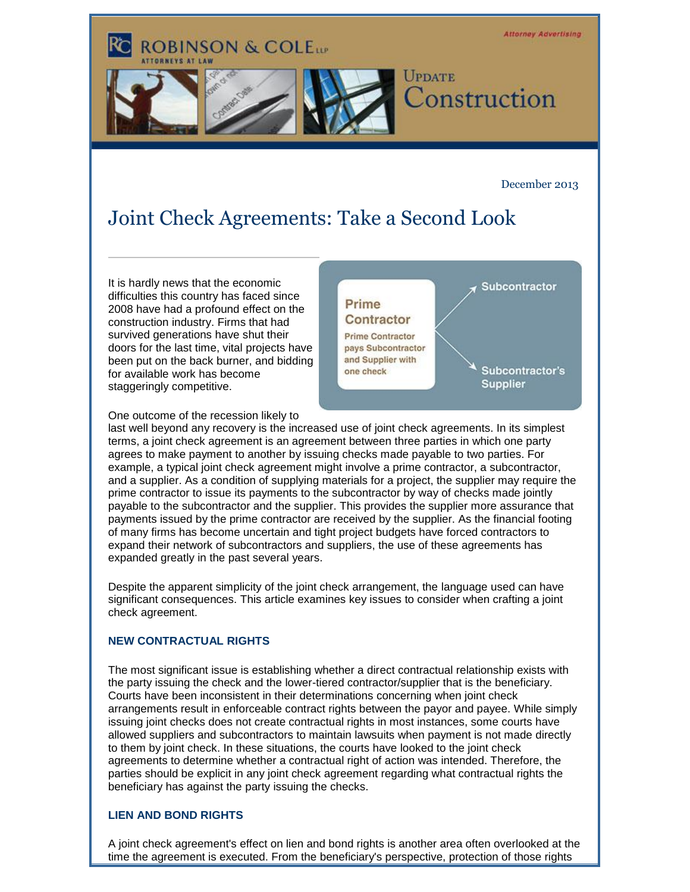Attorney Advertising

ROBINSON & COLE LLP
ATTORNEYS AT LAW

UPDATE
Construction

December 2013

# Joint Check Agreements: Take a Second Look

It is hardly news that the economic difficulties this country has faced since 2008 have had a profound effect on the construction industry. Firms that had survived generations have shut their doors for the last time, vital projects have been put on the back burner, and bidding for available work has become staggeringly competitive.

**Prime Contractor**
Prime Contractor pays Subcontractor and Supplier with one check

→ Subcontractor
→ Subcontractor's Supplier

One outcome of the recession likely to last well beyond any recovery is the increased use of joint check agreements. In its simplest terms, a joint check agreement is an agreement between three parties in which one party agrees to make payment to another by issuing checks made payable to two parties. For example, a typical joint check agreement might involve a prime contractor, a subcontractor, and a supplier. As a condition of supplying materials for a project, the supplier may require the prime contractor to issue its payments to the subcontractor by way of checks made jointly payable to the subcontractor and the supplier. This provides the supplier more assurance that payments issued by the prime contractor are received by the supplier. As the financial footing of many firms has become uncertain and tight project budgets have forced contractors to expand their network of subcontractors and suppliers, the use of these agreements has expanded greatly in the past several years.

Despite the apparent simplicity of the joint check arrangement, the language used can have significant consequences. This article examines key issues to consider when crafting a joint check agreement.

### NEW CONTRACTUAL RIGHTS

The most significant issue is establishing whether a direct contractual relationship exists with the party issuing the check and the lower-tiered contractor/supplier that is the beneficiary. Courts have been inconsistent in their determinations concerning when joint check arrangements result in enforceable contract rights between the payor and payee. While simply issuing joint checks does not create contractual rights in most instances, some courts have allowed suppliers and subcontractors to maintain lawsuits when payment is not made directly to them by joint check. In these situations, the courts have looked to the joint check agreements to determine whether a contractual right of action was intended. Therefore, the parties should be explicit in any joint check agreement regarding what contractual rights the beneficiary has against the party issuing the checks.

### LIEN AND BOND RIGHTS

A joint check agreement's effect on lien and bond rights is another area often overlooked at the time the agreement is executed. From the beneficiary's perspective, protection of those rights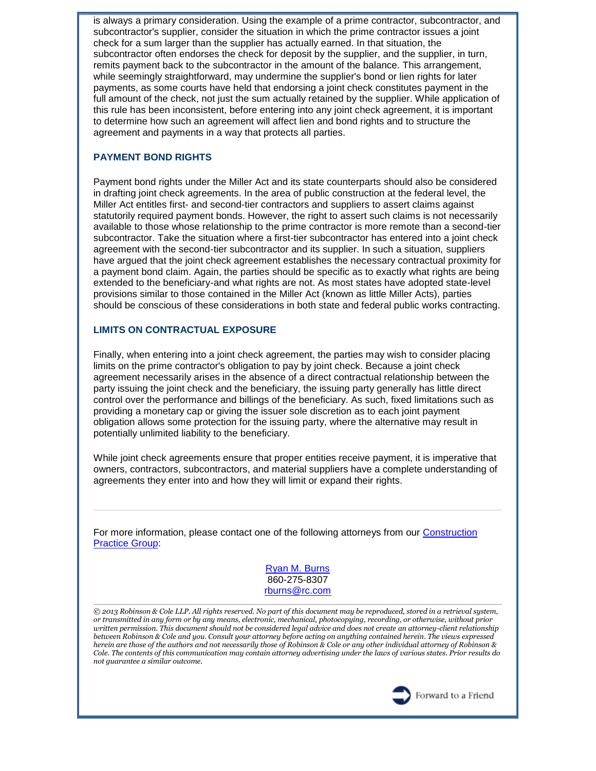is always a primary consideration. Using the example of a prime contractor, subcontractor, and subcontractor's supplier, consider the situation in which the prime contractor issues a joint check for a sum larger than the supplier has actually earned. In that situation, the subcontractor often endorses the check for deposit by the supplier, and the supplier, in turn, remits payment back to the subcontractor in the amount of the balance. This arrangement, while seemingly straightforward, may undermine the supplier's bond or lien rights for later payments, as some courts have held that endorsing a joint check constitutes payment in the full amount of the check, not just the sum actually retained by the supplier. While application of this rule has been inconsistent, before entering into any joint check agreement, it is important to determine how such an agreement will affect lien and bond rights and to structure the agreement and payments in a way that protects all parties.

### PAYMENT BOND RIGHTS

Payment bond rights under the Miller Act and its state counterparts should also be considered in drafting joint check agreements. In the area of public construction at the federal level, the Miller Act entitles first- and second-tier contractors and suppliers to assert claims against statutorily required payment bonds. However, the right to assert such claims is not necessarily available to those whose relationship to the prime contractor is more remote than a second-tier subcontractor. Take the situation where a first-tier subcontractor has entered into a joint check agreement with the second-tier subcontractor and its supplier. In such a situation, suppliers have argued that the joint check agreement establishes the necessary contractual proximity for a payment bond claim. Again, the parties should be specific as to exactly what rights are being extended to the beneficiary-and what rights are not. As most states have adopted state-level provisions similar to those contained in the Miller Act (known as little Miller Acts), parties should be conscious of these considerations in both state and federal public works contracting.

### LIMITS ON CONTRACTUAL EXPOSURE

Finally, when entering into a joint check agreement, the parties may wish to consider placing limits on the prime contractor's obligation to pay by joint check. Because a joint check agreement necessarily arises in the absence of a direct contractual relationship between the party issuing the joint check and the beneficiary, the issuing party generally has little direct control over the performance and billings of the beneficiary. As such, fixed limitations such as providing a monetary cap or giving the issuer sole discretion as to each joint payment obligation allows some protection for the issuing party, where the alternative may result in potentially unlimited liability to the beneficiary.

While joint check agreements ensure that proper entities receive payment, it is imperative that owners, contractors, subcontractors, and material suppliers have a complete understanding of agreements they enter into and how they will limit or expand their rights.

---

For more information, please contact one of the following attorneys from our Construction Practice Group:

Ryan M. Burns
860-275-8307
rburns@rc.com

---

*© 2013 Robinson & Cole LLP. All rights reserved. No part of this document may be reproduced, stored in a retrieval system, or transmitted in any form or by any means, electronic, mechanical, photocopying, recording, or otherwise, without prior written permission. This document should not be considered legal advice and does not create an attorney-client relationship between Robinson & Cole and you. Consult your attorney before acting on anything contained herein. The views expressed herein are those of the authors and not necessarily those of Robinson & Cole or any other individual attorney of Robinson & Cole. The contents of this communication may contain attorney advertising under the laws of various states. Prior results do not guarantee a similar outcome.*

Forward to a Friend